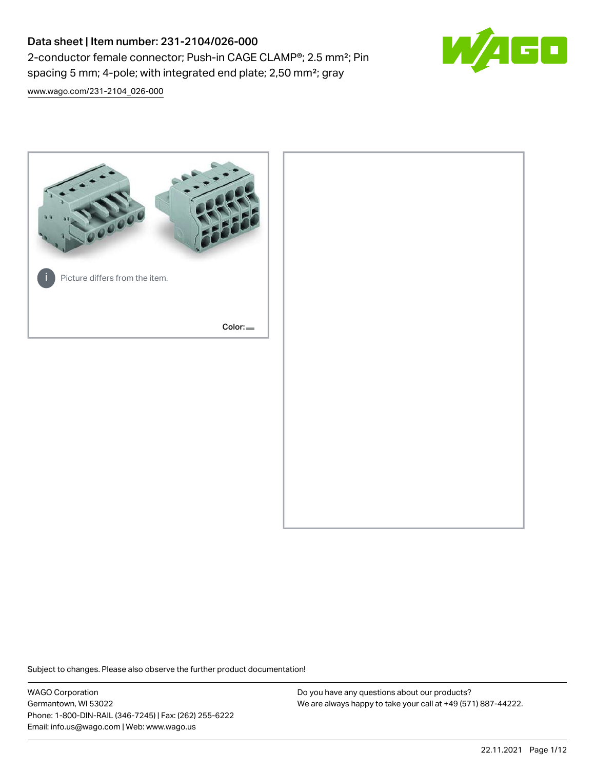# Data sheet | Item number: 231-2104/026-000

2-conductor female connector; Push-in CAGE CLAMP®; 2.5 mm²; Pin spacing 5 mm; 4-pole; with integrated end plate; 2,50 mm²; gray

www.wago.com/231-2104_026-000

Picture differs from the item.

Color:

Subject to changes. Please also observe the further product documentation!

WAGO Corporation
Germantown, WI 53022
Phone: 1-800-DIN-RAIL (346-7245) | Fax: (262) 255-6222
Email: info.us@wago.com | Web: www.wago.us

Do you have any questions about our products?
We are always happy to take your call at +49 (571) 887-44222.

22.11.2021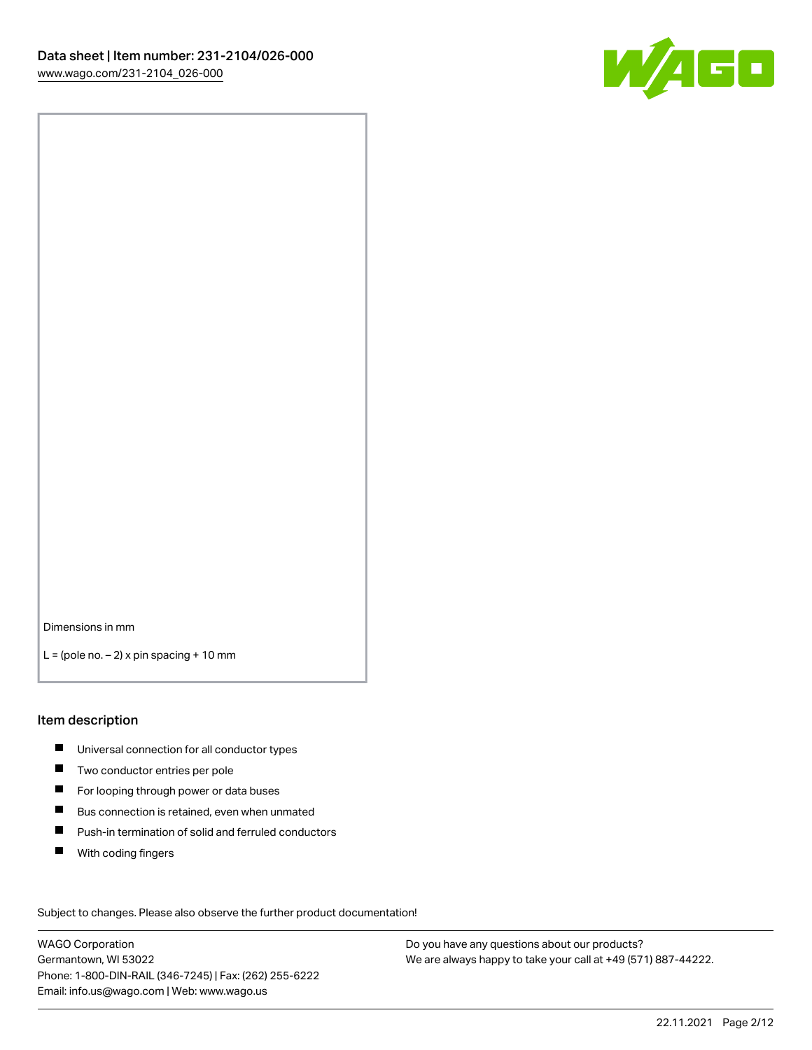Dimensions in mm

L = (pole no. – 2) x pin spacing + 10 mm

## Item description

- Universal connection for all conductor types
- Two conductor entries per pole
- For looping through power or data buses
- Bus connection is retained, even when unmated
- Push-in termination of solid and ferruled conductors
- With coding fingers

Subject to changes. Please also observe the further product documentation!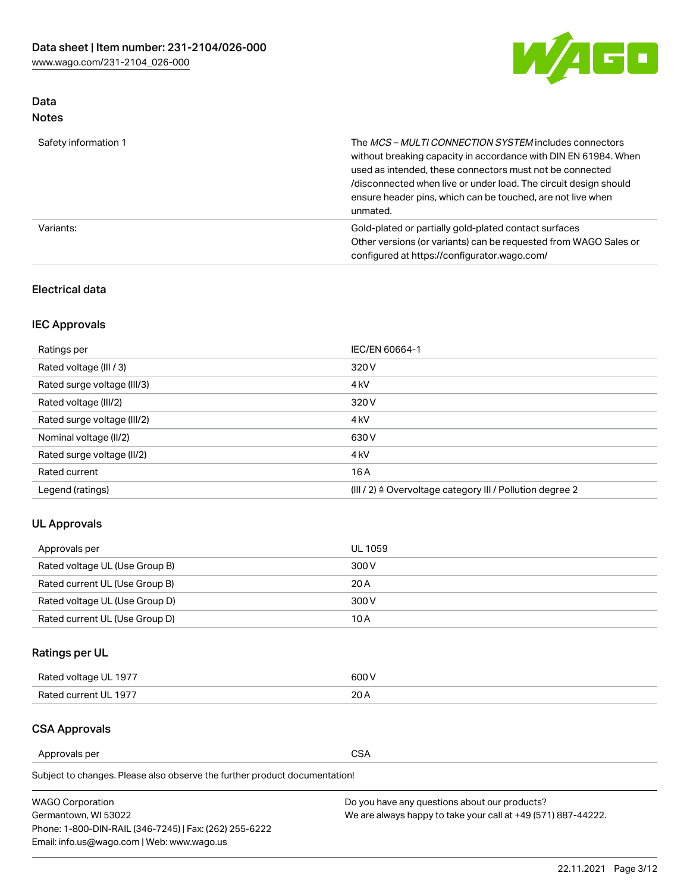## Data
### Notes

| | |
|---|---|
| Safety information 1 | The *MCS – MULTI CONNECTION SYSTEM* includes connectors without breaking capacity in accordance with DIN EN 61984. When used as intended, these connectors must not be connected /disconnected when live or under load. The circuit design should ensure header pins, which can be touched, are not live when unmated. |
| Variants: | Gold-plated or partially gold-plated contact surfaces<br>Other versions (or variants) can be requested from WAGO Sales or configured at https://configurator.wago.com/ |

### Electrical data

### IEC Approvals

| | |
|---|---|
| Ratings per | IEC/EN 60664-1 |
| Rated voltage (III / 3) | 320 V |
| Rated surge voltage (III/3) | 4 kV |
| Rated voltage (III/2) | 320 V |
| Rated surge voltage (III/2) | 4 kV |
| Nominal voltage (II/2) | 630 V |
| Rated surge voltage (II/2) | 4 kV |
| Rated current | 16 A |
| Legend (ratings) | (III / 2) ≙ Overvoltage category III / Pollution degree 2 |

### UL Approvals

| | |
|---|---|
| Approvals per | UL 1059 |
| Rated voltage UL (Use Group B) | 300 V |
| Rated current UL (Use Group B) | 20 A |
| Rated voltage UL (Use Group D) | 300 V |
| Rated current UL (Use Group D) | 10 A |

### Ratings per UL

| | |
|---|---|
| Rated voltage UL 1977 | 600 V |
| Rated current UL 1977 | 20 A |

### CSA Approvals

| | |
|---|---|
| Approvals per | CSA |

Subject to changes. Please also observe the further product documentation!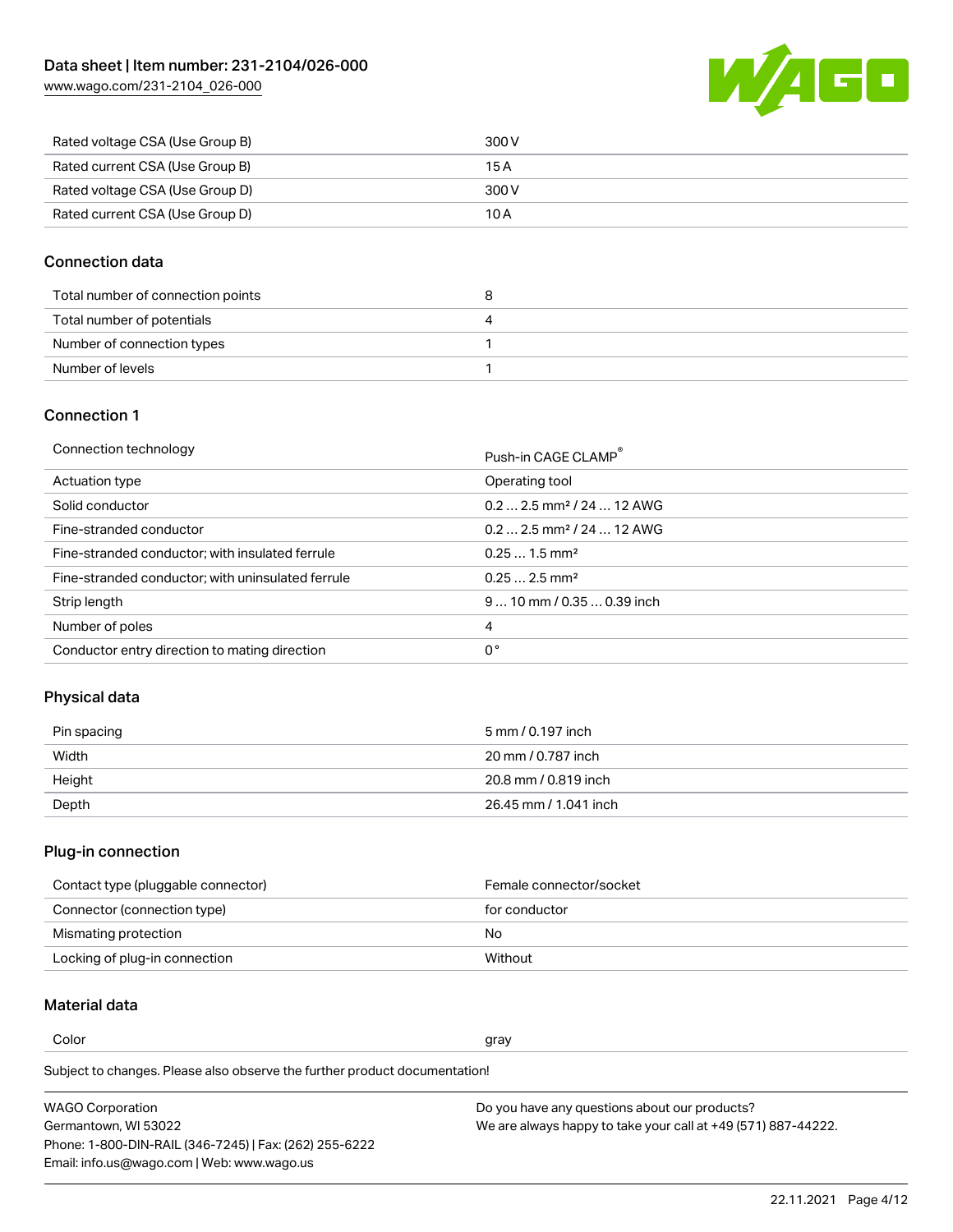| | |
|---|---|
| Rated voltage CSA (Use Group B) | 300 V |
| Rated current CSA (Use Group B) | 15 A |
| Rated voltage CSA (Use Group D) | 300 V |
| Rated current CSA (Use Group D) | 10 A |

## Connection data

| | |
|---|---|
| Total number of connection points | 8 |
| Total number of potentials | 4 |
| Number of connection types | 1 |
| Number of levels | 1 |

## Connection 1

| | |
|---|---|
| Connection technology | Push-in CAGE CLAMP® |
| Actuation type | Operating tool |
| Solid conductor | 0.2 … 2.5 mm² / 24 … 12 AWG |
| Fine-stranded conductor | 0.2 … 2.5 mm² / 24 … 12 AWG |
| Fine-stranded conductor; with insulated ferrule | 0.25 … 1.5 mm² |
| Fine-stranded conductor; with uninsulated ferrule | 0.25 … 2.5 mm² |
| Strip length | 9 … 10 mm / 0.35 … 0.39 inch |
| Number of poles | 4 |
| Conductor entry direction to mating direction | 0 ° |

## Physical data

| | |
|---|---|
| Pin spacing | 5 mm / 0.197 inch |
| Width | 20 mm / 0.787 inch |
| Height | 20.8 mm / 0.819 inch |
| Depth | 26.45 mm / 1.041 inch |

## Plug-in connection

| | |
|---|---|
| Contact type (pluggable connector) | Female connector/socket |
| Connector (connection type) | for conductor |
| Mismating protection | No |
| Locking of plug-in connection | Without |

## Material data

| | |
|---|---|
| Color | gray |

Subject to changes. Please also observe the further product documentation!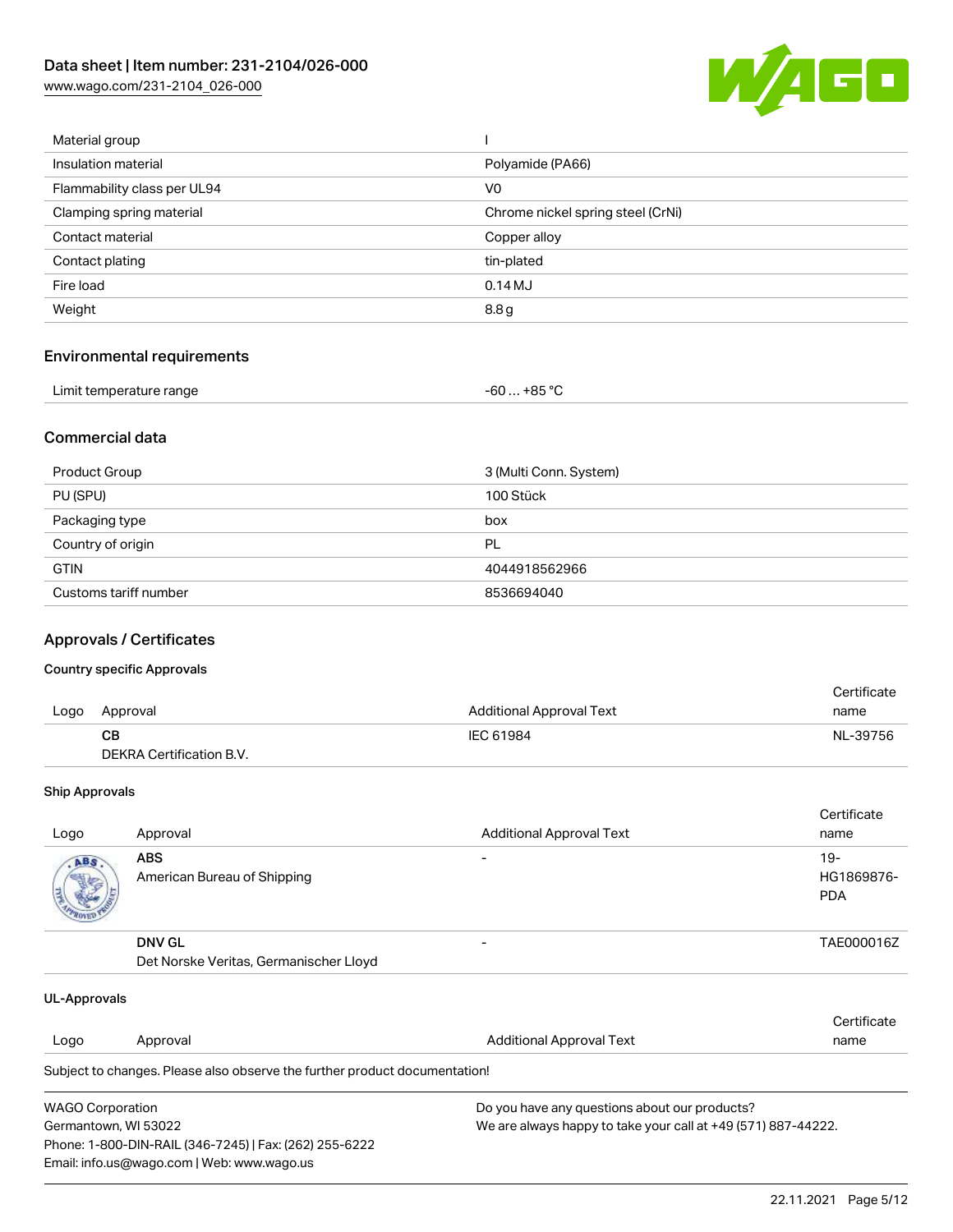| | |
|---|---|
| Material group | I |
| Insulation material | Polyamide (PA66) |
| Flammability class per UL94 | V0 |
| Clamping spring material | Chrome nickel spring steel (CrNi) |
| Contact material | Copper alloy |
| Contact plating | tin-plated |
| Fire load | 0.14 MJ |
| Weight | 8.8 g |

## Environmental requirements

| | |
|---|---|
| Limit temperature range | -60 … +85 °C |

## Commercial data

| | |
|---|---|
| Product Group | 3 (Multi Conn. System) |
| PU (SPU) | 100 Stück |
| Packaging type | box |
| Country of origin | PL |
| GTIN | 4044918562966 |
| Customs tariff number | 8536694040 |

## Approvals / Certificates

### Country specific Approvals

| Logo | Approval | Additional Approval Text | Certificate name |
|---|---|---|---|
| | **CB**<br>DEKRA Certification B.V. | IEC 61984 | NL-39756 |

### Ship Approvals

| Logo | Approval | Additional Approval Text | Certificate name |
|---|---|---|---|
| | **ABS**<br>American Bureau of Shipping | - | 19-HG1869876-PDA |
| | **DNV GL**<br>Det Norske Veritas, Germanischer Lloyd | - | TAE000016Z |

### UL-Approvals

| Logo | Approval | Additional Approval Text | Certificate name |
|---|---|---|---|

Subject to changes. Please also observe the further product documentation!

WAGO Corporation
Germantown, WI 53022
Phone: 1-800-DIN-RAIL (346-7245) | Fax: (262) 255-6222
Email: info.us@wago.com | Web: www.wago.us

Do you have any questions about our products?
We are always happy to take your call at +49 (571) 887-44222.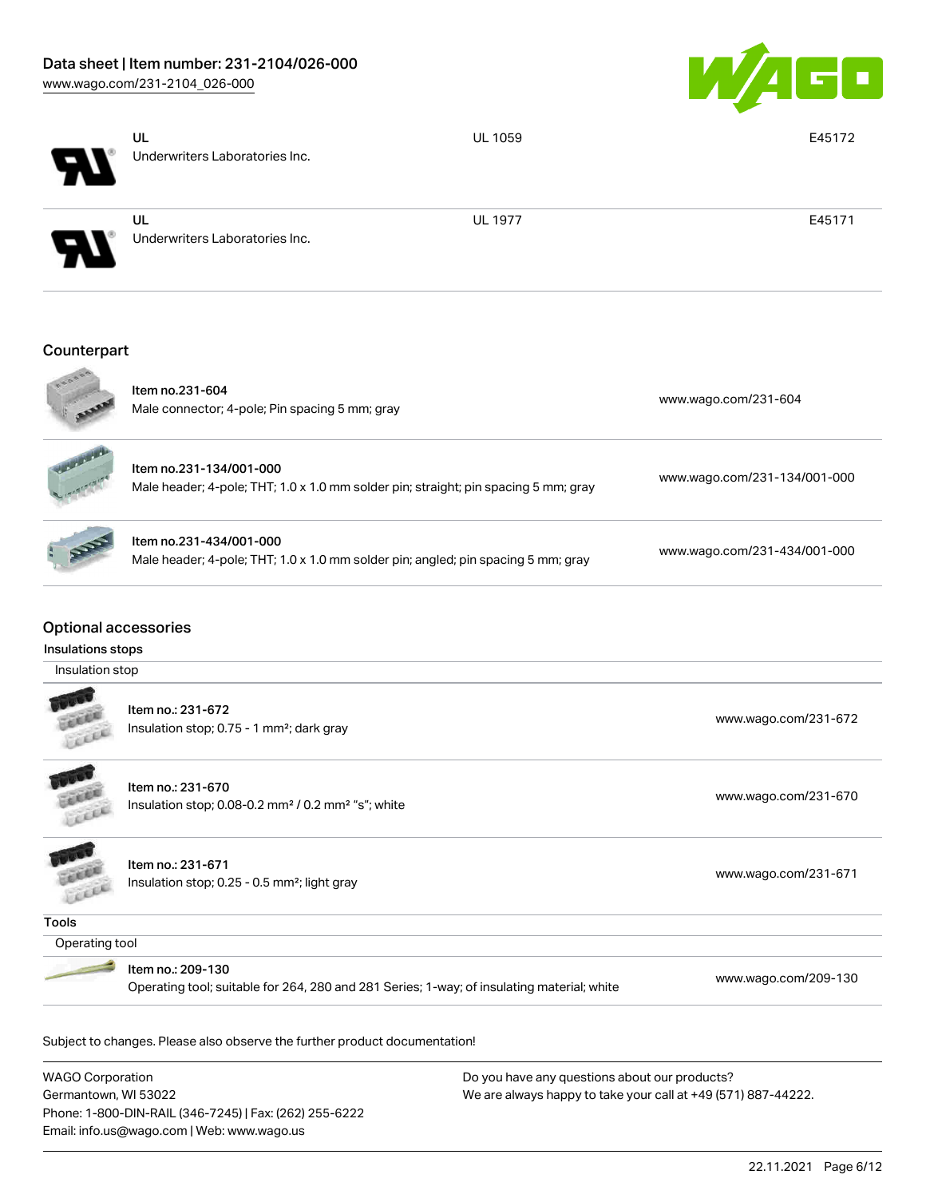| | | | |
|---|---|---|---|
| | UL<br>Underwriters Laboratories Inc. | UL 1059 | E45172 |
| | UL<br>Underwriters Laboratories Inc. | UL 1977 | E45171 |

## Counterpart

| | | |
|---|---|---|
| | Item no.231-604<br>Male connector; 4-pole; Pin spacing 5 mm; gray | www.wago.com/231-604 |
| | Item no.231-134/001-000<br>Male header; 4-pole; THT; 1.0 x 1.0 mm solder pin; straight; pin spacing 5 mm; gray | www.wago.com/231-134/001-000 |
| | Item no.231-434/001-000<br>Male header; 4-pole; THT; 1.0 x 1.0 mm solder pin; angled; pin spacing 5 mm; gray | www.wago.com/231-434/001-000 |

## Optional accessories

### Insulations stops

Insulation stop

| | | |
|---|---|---|
| | Item no.: 231-672<br>Insulation stop; 0.75 - 1 mm²; dark gray | www.wago.com/231-672 |
| | Item no.: 231-670<br>Insulation stop; 0.08-0.2 mm² / 0.2 mm² "s"; white | www.wago.com/231-670 |
| | Item no.: 231-671<br>Insulation stop; 0.25 - 0.5 mm²; light gray | www.wago.com/231-671 |

### Tools

Operating tool

| | | |
|---|---|---|
| | Item no.: 209-130<br>Operating tool; suitable for 264, 280 and 281 Series; 1-way; of insulating material; white | www.wago.com/209-130 |

Subject to changes. Please also observe the further product documentation!

WAGO Corporation
Germantown, WI 53022
Phone: 1-800-DIN-RAIL (346-7245) | Fax: (262) 255-6222
Email: info.us@wago.com | Web: www.wago.us

Do you have any questions about our products?
We are always happy to take your call at +49 (571) 887-44222.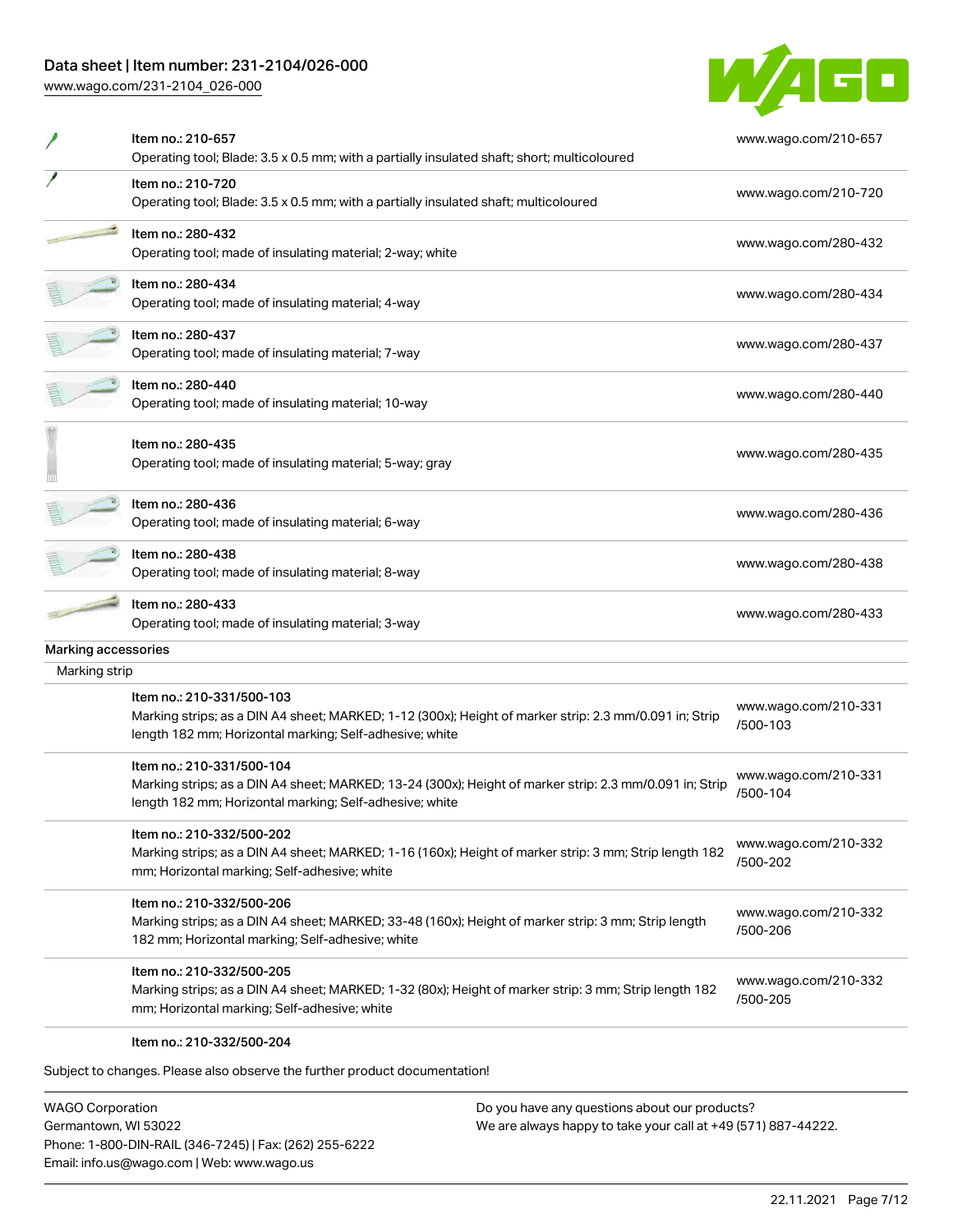| Item | URL |
| --- | --- |
| Item no.: 210-657<br>Operating tool; Blade: 3.5 x 0.5 mm; with a partially insulated shaft; short; multicoloured | www.wago.com/210-657 |
| Item no.: 210-720<br>Operating tool; Blade: 3.5 x 0.5 mm; with a partially insulated shaft; multicoloured | www.wago.com/210-720 |
| Item no.: 280-432<br>Operating tool; made of insulating material; 2-way; white | www.wago.com/280-432 |
| Item no.: 280-434<br>Operating tool; made of insulating material; 4-way | www.wago.com/280-434 |
| Item no.: 280-437<br>Operating tool; made of insulating material; 7-way | www.wago.com/280-437 |
| Item no.: 280-440<br>Operating tool; made of insulating material; 10-way | www.wago.com/280-440 |
| Item no.: 280-435<br>Operating tool; made of insulating material; 5-way; gray | www.wago.com/280-435 |
| Item no.: 280-436<br>Operating tool; made of insulating material; 6-way | www.wago.com/280-436 |
| Item no.: 280-438<br>Operating tool; made of insulating material; 8-way | www.wago.com/280-438 |
| Item no.: 280-433<br>Operating tool; made of insulating material; 3-way | www.wago.com/280-433 |

Marking accessories

Marking strip

| Item | URL |
| --- | --- |
| Item no.: 210-331/500-103<br>Marking strips; as a DIN A4 sheet; MARKED; 1-12 (300x); Height of marker strip: 2.3 mm/0.091 in; Strip length 182 mm; Horizontal marking; Self-adhesive; white | www.wago.com/210-331/500-103 |
| Item no.: 210-331/500-104<br>Marking strips; as a DIN A4 sheet; MARKED; 13-24 (300x); Height of marker strip: 2.3 mm/0.091 in; Strip length 182 mm; Horizontal marking; Self-adhesive; white | www.wago.com/210-331/500-104 |
| Item no.: 210-332/500-202<br>Marking strips; as a DIN A4 sheet; MARKED; 1-16 (160x); Height of marker strip: 3 mm; Strip length 182 mm; Horizontal marking; Self-adhesive; white | www.wago.com/210-332/500-202 |
| Item no.: 210-332/500-206<br>Marking strips; as a DIN A4 sheet; MARKED; 33-48 (160x); Height of marker strip: 3 mm; Strip length 182 mm; Horizontal marking; Self-adhesive; white | www.wago.com/210-332/500-206 |
| Item no.: 210-332/500-205<br>Marking strips; as a DIN A4 sheet; MARKED; 1-32 (80x); Height of marker strip: 3 mm; Strip length 182 mm; Horizontal marking; Self-adhesive; white | www.wago.com/210-332/500-205 |
| Item no.: 210-332/500-204 | |

Subject to changes. Please also observe the further product documentation!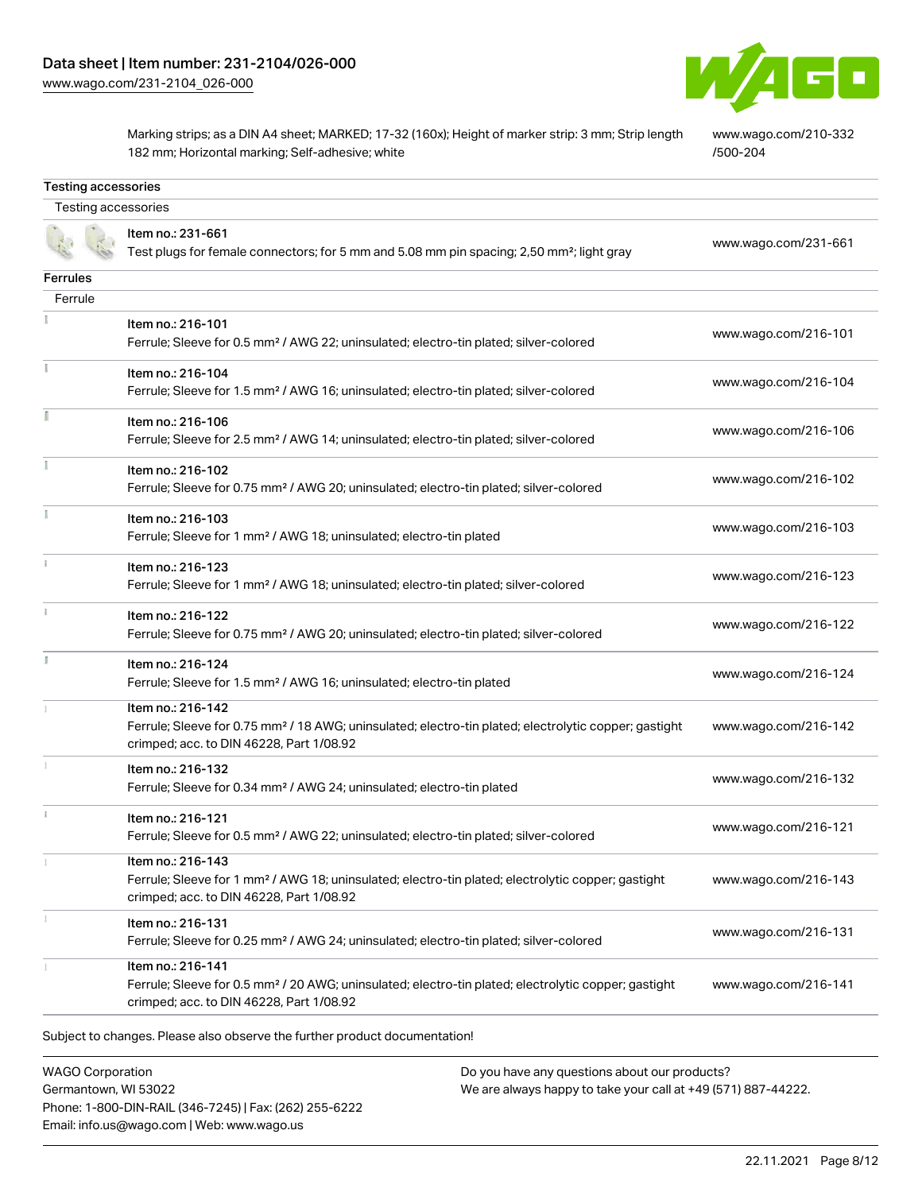| | |
|---|---|
| Marking strips; as a DIN A4 sheet; MARKED; 17-32 (160x); Height of marker strip: 3 mm; Strip length 182 mm; Horizontal marking; Self-adhesive; white | www.wago.com/210-332/500-204 |

## Testing accessories

### Testing accessories

| | |
|---|---|
| Item no.: 231-661<br>Test plugs for female connectors; for 5 mm and 5.08 mm pin spacing; 2,50 mm²; light gray | www.wago.com/231-661 |

## Ferrules

### Ferrule

| | |
|---|---|
| Item no.: 216-101<br>Ferrule; Sleeve for 0.5 mm² / AWG 22; uninsulated; electro-tin plated; silver-colored | www.wago.com/216-101 |
| Item no.: 216-104<br>Ferrule; Sleeve for 1.5 mm² / AWG 16; uninsulated; electro-tin plated; silver-colored | www.wago.com/216-104 |
| Item no.: 216-106<br>Ferrule; Sleeve for 2.5 mm² / AWG 14; uninsulated; electro-tin plated; silver-colored | www.wago.com/216-106 |
| Item no.: 216-102<br>Ferrule; Sleeve for 0.75 mm² / AWG 20; uninsulated; electro-tin plated; silver-colored | www.wago.com/216-102 |
| Item no.: 216-103<br>Ferrule; Sleeve for 1 mm² / AWG 18; uninsulated; electro-tin plated | www.wago.com/216-103 |
| Item no.: 216-123<br>Ferrule; Sleeve for 1 mm² / AWG 18; uninsulated; electro-tin plated; silver-colored | www.wago.com/216-123 |
| Item no.: 216-122<br>Ferrule; Sleeve for 0.75 mm² / AWG 20; uninsulated; electro-tin plated; silver-colored | www.wago.com/216-122 |
| Item no.: 216-124<br>Ferrule; Sleeve for 1.5 mm² / AWG 16; uninsulated; electro-tin plated | www.wago.com/216-124 |
| Item no.: 216-142<br>Ferrule; Sleeve for 0.75 mm² / 18 AWG; uninsulated; electro-tin plated; electrolytic copper; gastight crimped; acc. to DIN 46228, Part 1/08.92 | www.wago.com/216-142 |
| Item no.: 216-132<br>Ferrule; Sleeve for 0.34 mm² / AWG 24; uninsulated; electro-tin plated | www.wago.com/216-132 |
| Item no.: 216-121<br>Ferrule; Sleeve for 0.5 mm² / AWG 22; uninsulated; electro-tin plated; silver-colored | www.wago.com/216-121 |
| Item no.: 216-143<br>Ferrule; Sleeve for 1 mm² / AWG 18; uninsulated; electro-tin plated; electrolytic copper; gastight crimped; acc. to DIN 46228, Part 1/08.92 | www.wago.com/216-143 |
| Item no.: 216-131<br>Ferrule; Sleeve for 0.25 mm² / AWG 24; uninsulated; electro-tin plated; silver-colored | www.wago.com/216-131 |
| Item no.: 216-141<br>Ferrule; Sleeve for 0.5 mm² / 20 AWG; uninsulated; electro-tin plated; electrolytic copper; gastight crimped; acc. to DIN 46228, Part 1/08.92 | www.wago.com/216-141 |

Subject to changes. Please also observe the further product documentation!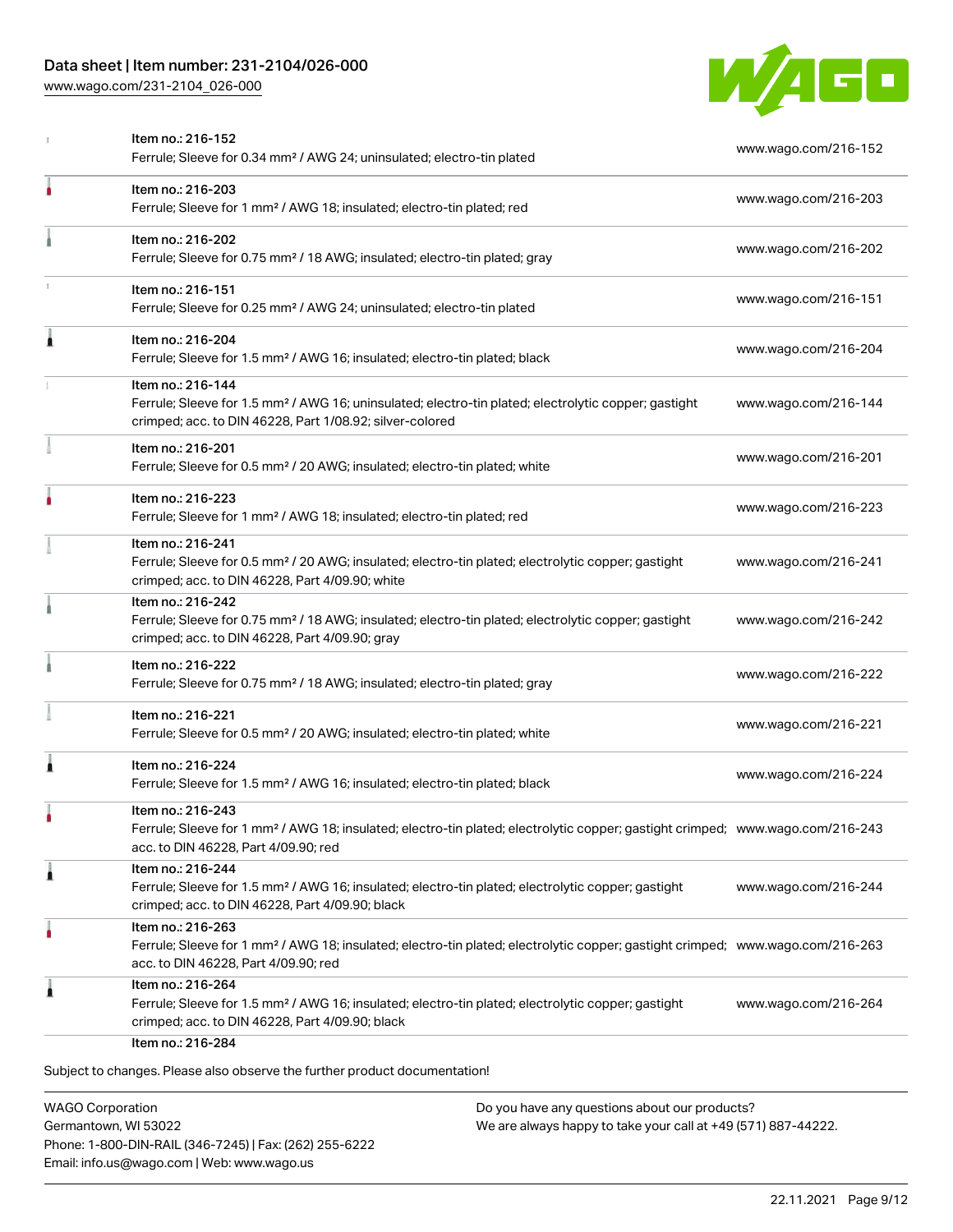| Item | Description | Link |
|---|---|---|
| Item no.: 216-152 | Ferrule; Sleeve for 0.34 mm² / AWG 24; uninsulated; electro-tin plated | www.wago.com/216-152 |
| Item no.: 216-203 | Ferrule; Sleeve for 1 mm² / AWG 18; insulated; electro-tin plated; red | www.wago.com/216-203 |
| Item no.: 216-202 | Ferrule; Sleeve for 0.75 mm² / 18 AWG; insulated; electro-tin plated; gray | www.wago.com/216-202 |
| Item no.: 216-151 | Ferrule; Sleeve for 0.25 mm² / AWG 24; uninsulated; electro-tin plated | www.wago.com/216-151 |
| Item no.: 216-204 | Ferrule; Sleeve for 1.5 mm² / AWG 16; insulated; electro-tin plated; black | www.wago.com/216-204 |
| Item no.: 216-144 | Ferrule; Sleeve for 1.5 mm² / AWG 16; uninsulated; electro-tin plated; electrolytic copper; gastight crimped; acc. to DIN 46228, Part 1/08.92; silver-colored | www.wago.com/216-144 |
| Item no.: 216-201 | Ferrule; Sleeve for 0.5 mm² / 20 AWG; insulated; electro-tin plated; white | www.wago.com/216-201 |
| Item no.: 216-223 | Ferrule; Sleeve for 1 mm² / AWG 18; insulated; electro-tin plated; red | www.wago.com/216-223 |
| Item no.: 216-241 | Ferrule; Sleeve for 0.5 mm² / 20 AWG; insulated; electro-tin plated; electrolytic copper; gastight crimped; acc. to DIN 46228, Part 4/09.90; white | www.wago.com/216-241 |
| Item no.: 216-242 | Ferrule; Sleeve for 0.75 mm² / 18 AWG; insulated; electro-tin plated; electrolytic copper; gastight crimped; acc. to DIN 46228, Part 4/09.90; gray | www.wago.com/216-242 |
| Item no.: 216-222 | Ferrule; Sleeve for 0.75 mm² / 18 AWG; insulated; electro-tin plated; gray | www.wago.com/216-222 |
| Item no.: 216-221 | Ferrule; Sleeve for 0.5 mm² / 20 AWG; insulated; electro-tin plated; white | www.wago.com/216-221 |
| Item no.: 216-224 | Ferrule; Sleeve for 1.5 mm² / AWG 16; insulated; electro-tin plated; black | www.wago.com/216-224 |
| Item no.: 216-243 | Ferrule; Sleeve for 1 mm² / AWG 18; insulated; electro-tin plated; electrolytic copper; gastight crimped; acc. to DIN 46228, Part 4/09.90; red | www.wago.com/216-243 |
| Item no.: 216-244 | Ferrule; Sleeve for 1.5 mm² / AWG 16; insulated; electro-tin plated; electrolytic copper; gastight crimped; acc. to DIN 46228, Part 4/09.90; black | www.wago.com/216-244 |
| Item no.: 216-263 | Ferrule; Sleeve for 1 mm² / AWG 18; insulated; electro-tin plated; electrolytic copper; gastight crimped; acc. to DIN 46228, Part 4/09.90; red | www.wago.com/216-263 |
| Item no.: 216-264 | Ferrule; Sleeve for 1.5 mm² / AWG 16; insulated; electro-tin plated; electrolytic copper; gastight crimped; acc. to DIN 46228, Part 4/09.90; black | www.wago.com/216-264 |
| Item no.: 216-284 | | |

Subject to changes. Please also observe the further product documentation!

WAGO Corporation
Germantown, WI 53022
Phone: 1-800-DIN-RAIL (346-7245) | Fax: (262) 255-6222
Email: info.us@wago.com | Web: www.wago.us

Do you have any questions about our products?
We are always happy to take your call at +49 (571) 887-44222.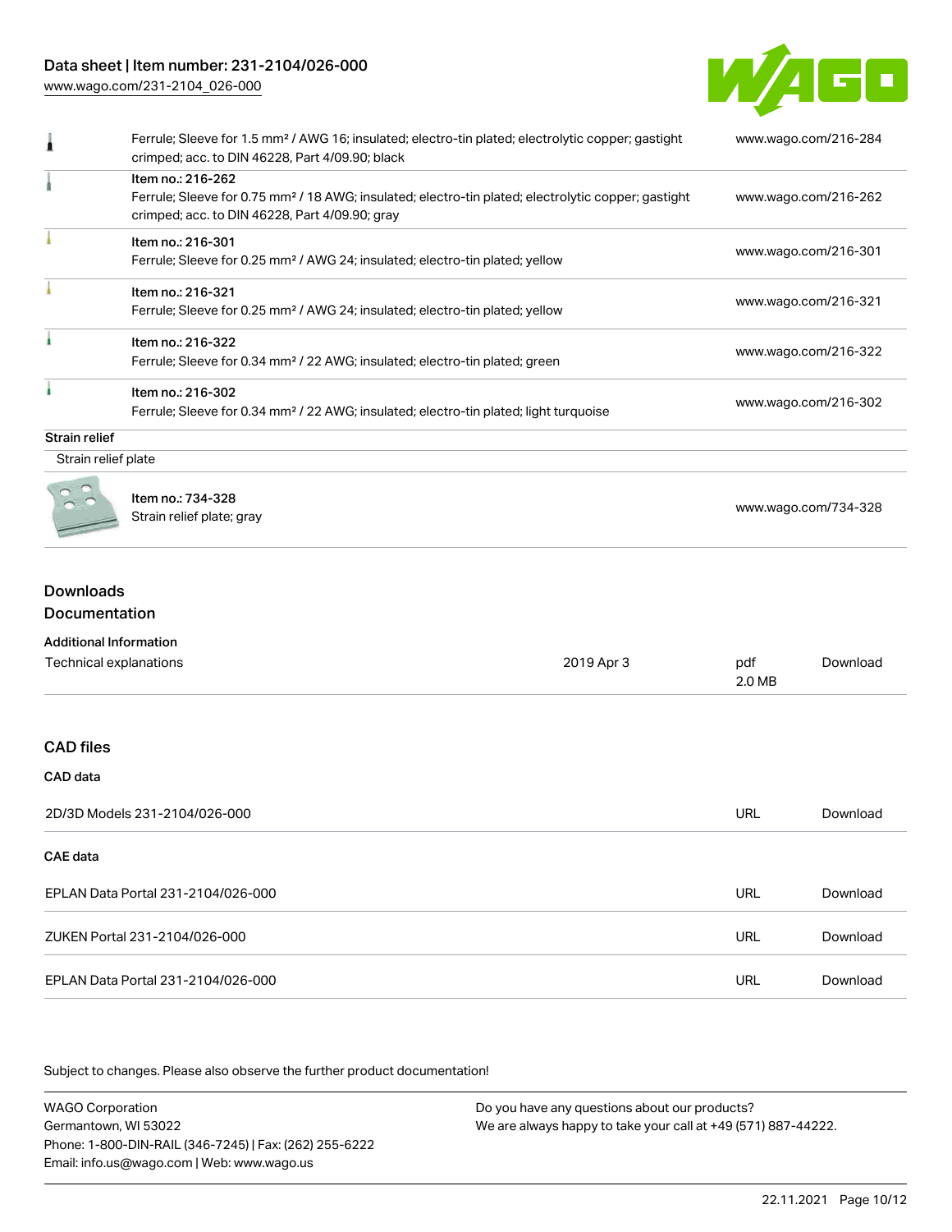| | | |
|---|---|---|
| | Ferrule; Sleeve for 1.5 mm² / AWG 16; insulated; electro-tin plated; electrolytic copper; gastight crimped; acc. to DIN 46228, Part 4/09.90; black | www.wago.com/216-284 |
| | Item no.: 216-262<br>Ferrule; Sleeve for 0.75 mm² / 18 AWG; insulated; electro-tin plated; electrolytic copper; gastight crimped; acc. to DIN 46228, Part 4/09.90; gray | www.wago.com/216-262 |
| | Item no.: 216-301<br>Ferrule; Sleeve for 0.25 mm² / AWG 24; insulated; electro-tin plated; yellow | www.wago.com/216-301 |
| | Item no.: 216-321<br>Ferrule; Sleeve for 0.25 mm² / AWG 24; insulated; electro-tin plated; yellow | www.wago.com/216-321 |
| | Item no.: 216-322<br>Ferrule; Sleeve for 0.34 mm² / 22 AWG; insulated; electro-tin plated; green | www.wago.com/216-322 |
| | Item no.: 216-302<br>Ferrule; Sleeve for 0.34 mm² / 22 AWG; insulated; electro-tin plated; light turquoise | www.wago.com/216-302 |

**Strain relief**

Strain relief plate

| | | |
|---|---|---|
| | Item no.: 734-328<br>Strain relief plate; gray | www.wago.com/734-328 |

## Downloads
## Documentation

**Additional Information**

| | | | |
|---|---|---|---|
| Technical explanations | 2019 Apr 3 | pdf<br>2.0 MB | Download |

## CAD files

### CAD data

| | | |
|---|---|---|
| 2D/3D Models 231-2104/026-000 | URL | Download |

### CAE data

| | | |
|---|---|---|
| EPLAN Data Portal 231-2104/026-000 | URL | Download |
| ZUKEN Portal 231-2104/026-000 | URL | Download |
| EPLAN Data Portal 231-2104/026-000 | URL | Download |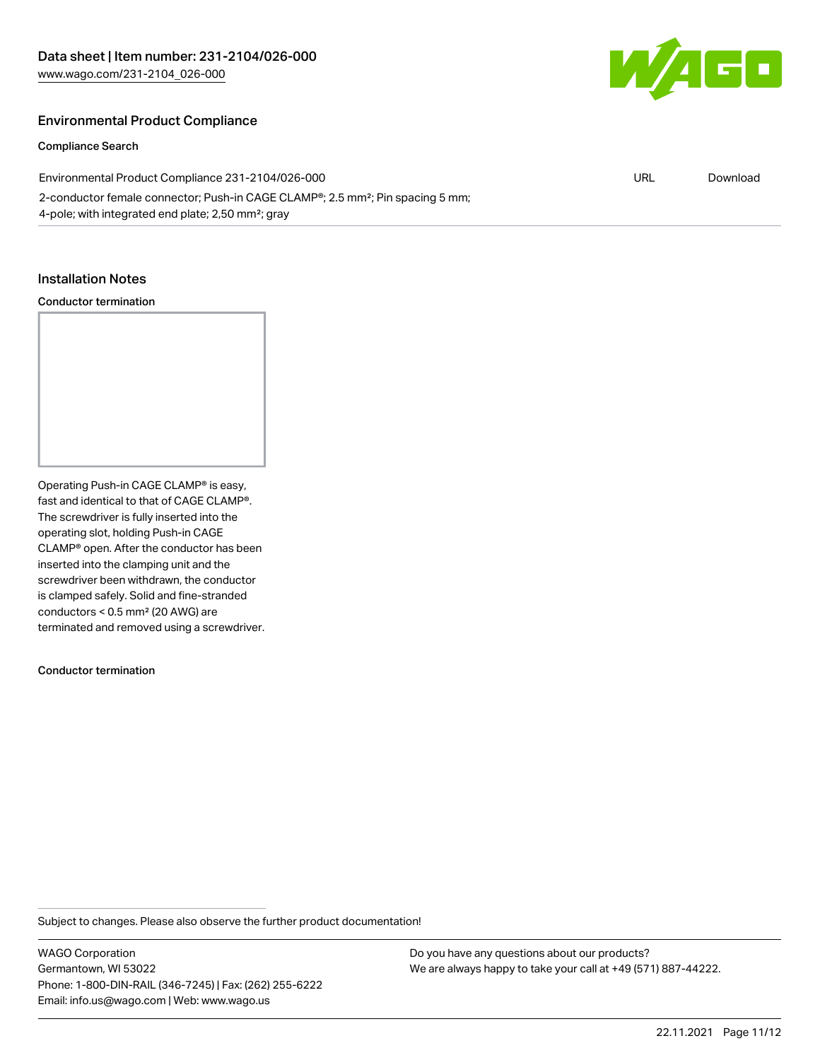## Environmental Product Compliance

### Compliance Search

| Environmental Product Compliance 231-2104/026-000 | URL | Download |
| --- | --- | --- |
| 2-conductor female connector; Push-in CAGE CLAMP®; 2.5 mm²; Pin spacing 5 mm; 4-pole; with integrated end plate; 2,50 mm²; gray | | |

## Installation Notes

### Conductor termination

Operating Push-in CAGE CLAMP® is easy, fast and identical to that of CAGE CLAMP®. The screwdriver is fully inserted into the operating slot, holding Push-in CAGE CLAMP® open. After the conductor has been inserted into the clamping unit and the screwdriver been withdrawn, the conductor is clamped safely. Solid and fine-stranded conductors < 0.5 mm² (20 AWG) are terminated and removed using a screwdriver.

### Conductor termination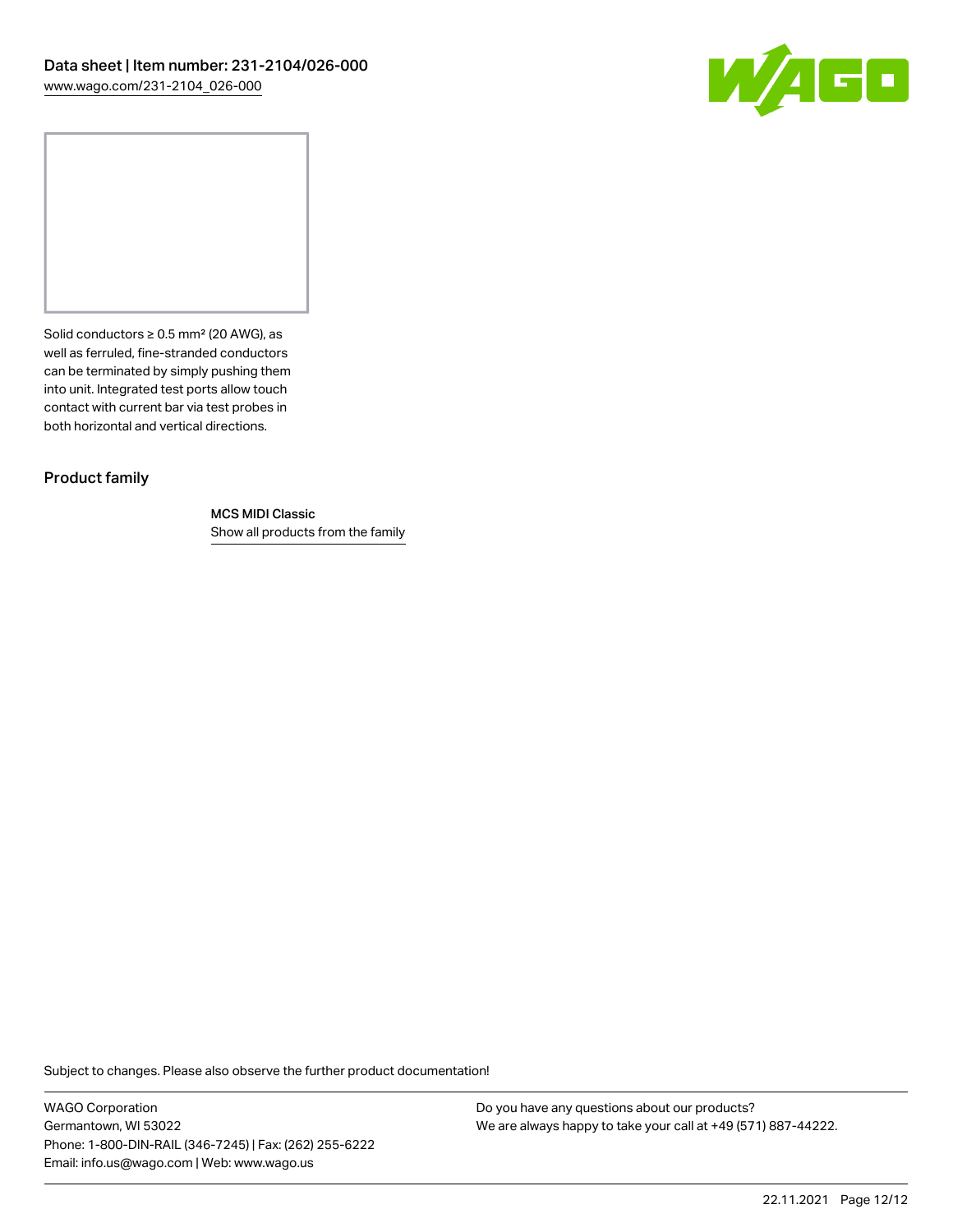Solid conductors ≥ 0.5 mm² (20 AWG), as well as ferruled, fine-stranded conductors can be terminated by simply pushing them into unit. Integrated test ports allow touch contact with current bar via test probes in both horizontal and vertical directions.

## Product family

MCS MIDI Classic
Show all products from the family

Subject to changes. Please also observe the further product documentation!

WAGO Corporation
Germantown, WI 53022
Phone: 1-800-DIN-RAIL (346-7245) | Fax: (262) 255-6222
Email: info.us@wago.com | Web: www.wago.us

Do you have any questions about our products?
We are always happy to take your call at +49 (571) 887-44222.